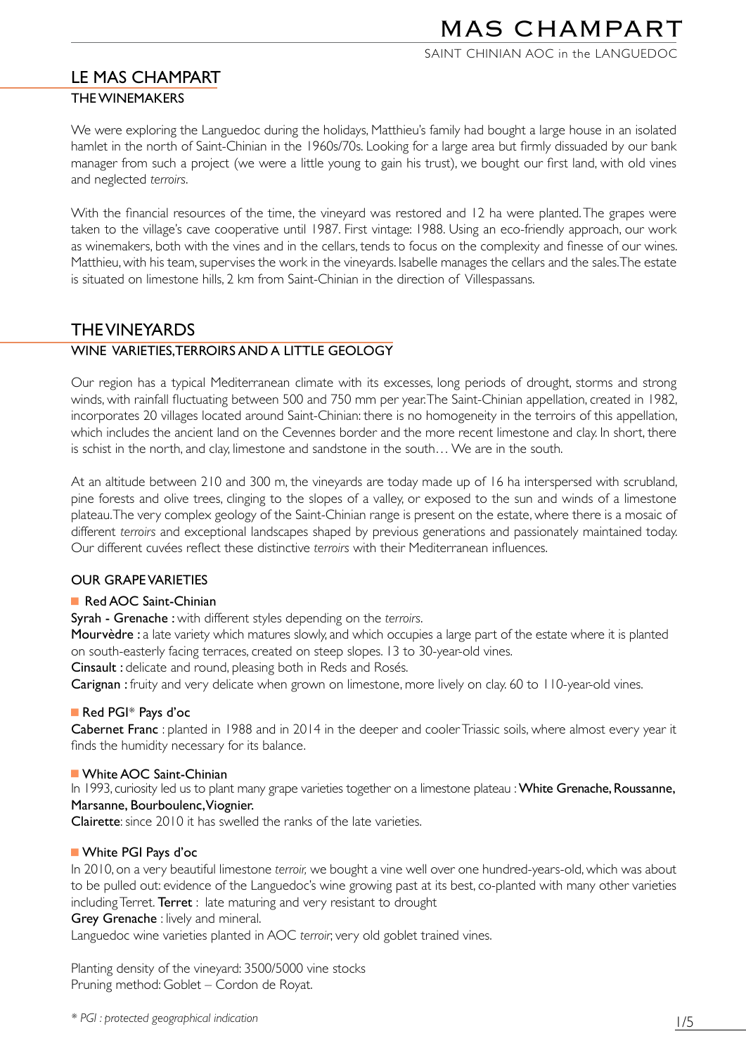# MAS CHAMPART

SAINT CHINIAN AOC in the LANGUEDOC

## LE MAS CHAMPART

### THE WINEMAKERS

We were exploring the Languedoc during the holidays, Matthieu's family had bought a large house in an isolated hamlet in the north of Saint-Chinian in the 1960s/70s. Looking for a large area but firmly dissuaded by our bank manager from such a project (we were a little young to gain his trust), we bought our first land, with old vines and neglected *terroirs*.

With the financial resources of the time, the vineyard was restored and 12 ha were planted. The grapes were taken to the village's cave cooperative until 1987. First vintage: 1988. Using an eco-friendly approach, our work as winemakers, both with the vines and in the cellars, tends to focus on the complexity and finesse of our wines. Matthieu, with his team, supervises the work in the vineyards. Isabelle manages the cellars and the sales. The estate is situated on limestone hills, 2 km from Saint-Chinian in the direction of Villespassans.

## THE VINEYARDS

### WINE VARIETIES, TERROIRS AND A LITTLE GEOLOGY

Our region has a typical Mediterranean climate with its excesses, long periods of drought, storms and strong winds, with rainfall fluctuating between 500 and 750 mm per year. The Saint-Chinian appellation, created in 1982, incorporates 20 villages located around Saint-Chinian: there is no homogeneity in the terroirs of this appellation, which includes the ancient land on the Cevennes border and the more recent limestone and clay. In short, there is schist in the north, and clay, limestone and sandstone in the south… We are in the south.

At an altitude between 210 and 300 m, the vineyards are today made up of 16 ha interspersed with scrubland, pine forests and olive trees, clinging to the slopes of a valley, or exposed to the sun and winds of a limestone plateau. The very complex geology of the Saint-Chinian range is present on the estate, where there is a mosaic of different *terroirs* and exceptional landscapes shaped by previous generations and passionately maintained today. Our different cuvées reflect these distinctive *terroirs* with their Mediterranean influences.

### OUR GRAPE VARIETIES

#### Red AOC Saint-Chinian

**Syrah - Grenache :** with different styles depending on the *terroirs*.
**Mourvèdre :** a late variety which matures slowly, and which occupies a large part of the estate where it is planted on south-easterly facing terraces, created on steep slopes. 13 to 30-year-old vines.
**Cinsault :** delicate and round, pleasing both in Reds and Rosés.
**Carignan :** fruity and very delicate when grown on limestone, more lively on clay. 60 to 110-year-old vines.

#### Red PGI* Pays d'oc

**Cabernet Franc** : planted in 1988 and in 2014 in the deeper and cooler Triassic soils, where almost every year it finds the humidity necessary for its balance.

#### White AOC Saint-Chinian

In 1993, curiosity led us to plant many grape varieties together on a limestone plateau : **White Grenache, Roussanne, Marsanne, Bourboulenc, Viognier.**
**Clairette**: since 2010 it has swelled the ranks of the late varieties.

#### White PGI Pays d'oc

In 2010, on a very beautiful limestone *terroir,* we bought a vine well over one hundred-years-old, which was about to be pulled out: evidence of the Languedoc's wine growing past at its best, co-planted with many other varieties including Terret. **Terret** : late maturing and very resistant to drought
**Grey Grenache** : lively and mineral.
Languedoc wine varieties planted in AOC *terroir*, very old goblet trained vines.

Planting density of the vineyard: 3500/5000 vine stocks
Pruning method: Goblet – Cordon de Royat.

*\* PGI : protected geographical indication*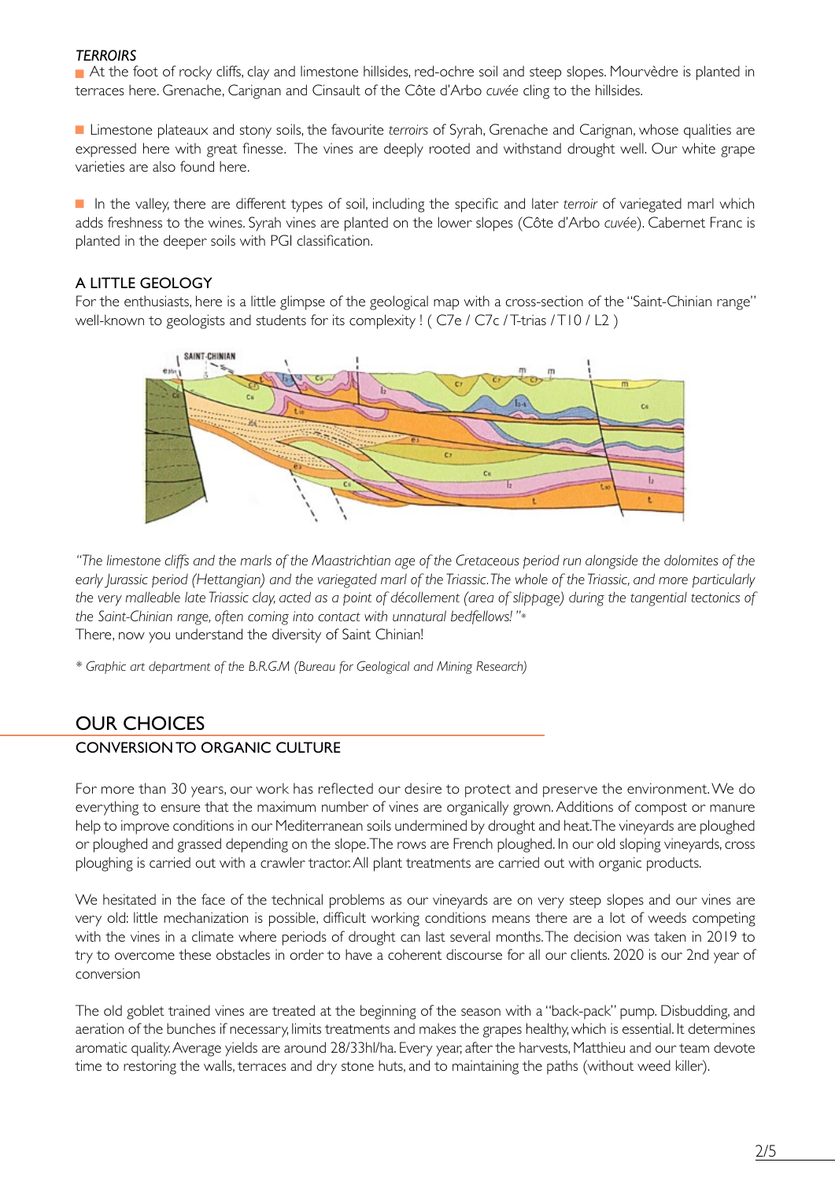### *TERROIRS*

- At the foot of rocky cliffs, clay and limestone hillsides, red-ochre soil and steep slopes. Mourvèdre is planted in terraces here. Grenache, Carignan and Cinsault of the Côte d'Arbo *cuvée* cling to the hillsides.

- Limestone plateaux and stony soils, the favourite *terroirs* of Syrah, Grenache and Carignan, whose qualities are expressed here with great finesse. The vines are deeply rooted and withstand drought well. Our white grape varieties are also found here.

- In the valley, there are different types of soil, including the specific and later *terroir* of variegated marl which adds freshness to the wines. Syrah vines are planted on the lower slopes (Côte d'Arbo *cuvée*). Cabernet Franc is planted in the deeper soils with PGI classification.

### A LITTLE GEOLOGY

For the enthusiasts, here is a little glimpse of the geological map with a cross-section of the "Saint-Chinian range" well-known to geologists and students for its complexity ! ( C7e / C7c / T-trias / T10 / L2 )

*"The limestone cliffs and the marls of the Maastrichtian age of the Cretaceous period run alongside the dolomites of the early Jurassic period (Hettangian) and the variegated marl of the Triassic. The whole of the Triassic, and more particularly the very malleable late Triassic clay, acted as a point of décollement (area of slippage) during the tangential tectonics of the Saint-Chinian range, often coming into contact with unnatural bedfellows! "\**

There, now you understand the diversity of Saint Chinian!

*\* Graphic art department of the B.R.G.M (Bureau for Geological and Mining Research)*

## OUR CHOICES

### CONVERSION TO ORGANIC CULTURE

For more than 30 years, our work has reflected our desire to protect and preserve the environment. We do everything to ensure that the maximum number of vines are organically grown. Additions of compost or manure help to improve conditions in our Mediterranean soils undermined by drought and heat. The vineyards are ploughed or ploughed and grassed depending on the slope. The rows are French ploughed. In our old sloping vineyards, cross ploughing is carried out with a crawler tractor. All plant treatments are carried out with organic products.

We hesitated in the face of the technical problems as our vineyards are on very steep slopes and our vines are very old: little mechanization is possible, difficult working conditions means there are a lot of weeds competing with the vines in a climate where periods of drought can last several months. The decision was taken in 2019 to try to overcome these obstacles in order to have a coherent discourse for all our clients. 2020 is our 2nd year of conversion

The old goblet trained vines are treated at the beginning of the season with a "back-pack" pump. Disbudding, and aeration of the bunches if necessary, limits treatments and makes the grapes healthy, which is essential. It determines aromatic quality. Average yields are around 28/33hl/ha. Every year, after the harvests, Matthieu and our team devote time to restoring the walls, terraces and dry stone huts, and to maintaining the paths (without weed killer).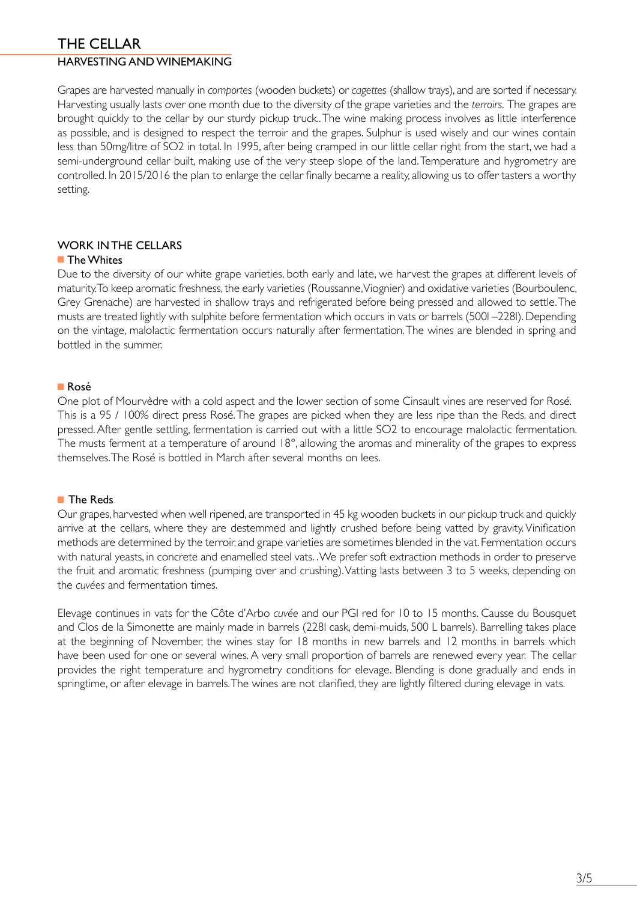# THE CELLAR

## HARVESTING AND WINEMAKING

Grapes are harvested manually in *comportes* (wooden buckets) or *cagettes* (shallow trays), and are sorted if necessary. Harvesting usually lasts over one month due to the diversity of the grape varieties and the *terroirs*. The grapes are brought quickly to the cellar by our sturdy pickup truck.. The wine making process involves as little interference as possible, and is designed to respect the terroir and the grapes. Sulphur is used wisely and our wines contain less than 50mg/litre of $SO_2$ in total. In 1995, after being cramped in our little cellar right from the start, we had a semi-underground cellar built, making use of the very steep slope of the land. Temperature and hygrometry are controlled. In 2015/2016 the plan to enlarge the cellar finally became a reality, allowing us to offer tasters a worthy setting.

## WORK IN THE CELLARS

### The Whites

Due to the diversity of our white grape varieties, both early and late, we harvest the grapes at different levels of maturity. To keep aromatic freshness, the early varieties (Roussanne, Viognier) and oxidative varieties (Bourboulenc, Grey Grenache) are harvested in shallow trays and refrigerated before being pressed and allowed to settle. The musts are treated lightly with sulphite before fermentation which occurs in vats or barrels (500l –228l). Depending on the vintage, malolactic fermentation occurs naturally after fermentation. The wines are blended in spring and bottled in the summer.

### Rosé

One plot of Mourvèdre with a cold aspect and the lower section of some Cinsault vines are reserved for Rosé. This is a 95 / 100% direct press Rosé. The grapes are picked when they are less ripe than the Reds, and direct pressed. After gentle settling, fermentation is carried out with a little $SO_2$ to encourage malolactic fermentation. The musts ferment at a temperature of around 18°, allowing the aromas and minerality of the grapes to express themselves. The Rosé is bottled in March after several months on lees.

### The Reds

Our grapes, harvested when well ripened, are transported in 45 kg wooden buckets in our pickup truck and quickly arrive at the cellars, where they are destemmed and lightly crushed before being vatted by gravity. Vinification methods are determined by the terroir, and grape varieties are sometimes blended in the vat. Fermentation occurs with natural yeasts, in concrete and enamelled steel vats. . We prefer soft extraction methods in order to preserve the fruit and aromatic freshness (pumping over and crushing). Vatting lasts between 3 to 5 weeks, depending on the *cuvées* and fermentation times.

Elevage continues in vats for the Côte d'Arbo *cuvée* and our PGI red for 10 to 15 months. Causse du Bousquet and Clos de la Simonette are mainly made in barrels (228l cask, demi-muids, 500 L barrels). Barrelling takes place at the beginning of November, the wines stay for 18 months in new barrels and 12 months in barrels which have been used for one or several wines. A very small proportion of barrels are renewed every year. The cellar provides the right temperature and hygrometry conditions for elevage. Blending is done gradually and ends in springtime, or after elevage in barrels. The wines are not clarified, they are lightly filtered during elevage in vats.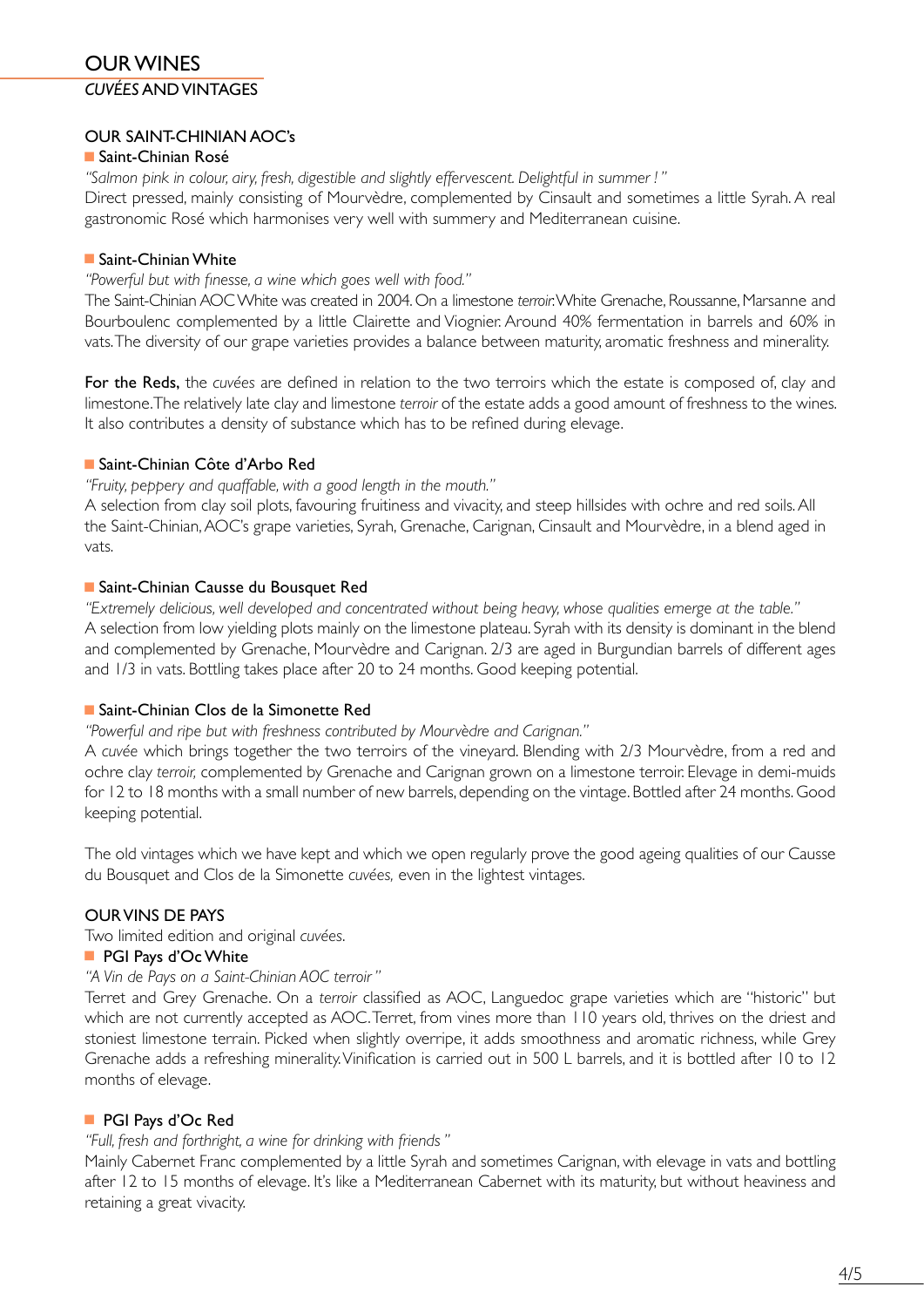# OUR WINES

## *CUVÉES* AND VINTAGES

### OUR SAINT-CHINIAN AOC's

#### Saint-Chinian Rosé

*"Salmon pink in colour, airy, fresh, digestible and slightly effervescent. Delightful in summer !"*

Direct pressed, mainly consisting of Mourvèdre, complemented by Cinsault and sometimes a little Syrah. A real gastronomic Rosé which harmonises very well with summery and Mediterranean cuisine.

#### Saint-Chinian White

*"Powerful but with finesse, a wine which goes well with food."*

The Saint-Chinian AOC White was created in 2004. On a limestone *terroir*. White Grenache, Roussanne, Marsanne and Bourboulenc complemented by a little Clairette and Viognier. Around 40% fermentation in barrels and 60% in vats. The diversity of our grape varieties provides a balance between maturity, aromatic freshness and minerality.

**For the Reds,** the *cuvées* are defined in relation to the two terroirs which the estate is composed of, clay and limestone. The relatively late clay and limestone *terroir* of the estate adds a good amount of freshness to the wines. It also contributes a density of substance which has to be refined during elevage.

#### Saint-Chinian Côte d'Arbo Red

*"Fruity, peppery and quaffable, with a good length in the mouth."*

A selection from clay soil plots, favouring fruitiness and vivacity, and steep hillsides with ochre and red soils. All the Saint-Chinian, AOC's grape varieties, Syrah, Grenache, Carignan, Cinsault and Mourvèdre, in a blend aged in vats.

#### Saint-Chinian Causse du Bousquet Red

*"Extremely delicious, well developed and concentrated without being heavy, whose qualities emerge at the table."*

A selection from low yielding plots mainly on the limestone plateau. Syrah with its density is dominant in the blend and complemented by Grenache, Mourvèdre and Carignan. 2/3 are aged in Burgundian barrels of different ages and 1/3 in vats. Bottling takes place after 20 to 24 months. Good keeping potential.

#### Saint-Chinian Clos de la Simonette Red

*"Powerful and ripe but with freshness contributed by Mourvèdre and Carignan."*

A *cuvée* which brings together the two terroirs of the vineyard. Blending with 2/3 Mourvèdre, from a red and ochre clay *terroir,* complemented by Grenache and Carignan grown on a limestone terroir. Elevage in demi-muids for 12 to 18 months with a small number of new barrels, depending on the vintage. Bottled after 24 months. Good keeping potential.

The old vintages which we have kept and which we open regularly prove the good ageing qualities of our Causse du Bousquet and Clos de la Simonette *cuvées,* even in the lightest vintages.

### OUR VINS DE PAYS

Two limited edition and original *cuvées.*

#### PGI Pays d'Oc White

*"A Vin de Pays on a Saint-Chinian AOC terroir"*

Terret and Grey Grenache. On a *terroir* classified as AOC, Languedoc grape varieties which are "historic" but which are not currently accepted as AOC. Terret, from vines more than 110 years old, thrives on the driest and stoniest limestone terrain. Picked when slightly overripe, it adds smoothness and aromatic richness, while Grey Grenache adds a refreshing minerality. Vinification is carried out in 500 L barrels, and it is bottled after 10 to 12 months of elevage.

#### PGI Pays d'Oc Red

*"Full, fresh and forthright, a wine for drinking with friends"*

Mainly Cabernet Franc complemented by a little Syrah and sometimes Carignan, with elevage in vats and bottling after 12 to 15 months of elevage. It's like a Mediterranean Cabernet with its maturity, but without heaviness and retaining a great vivacity.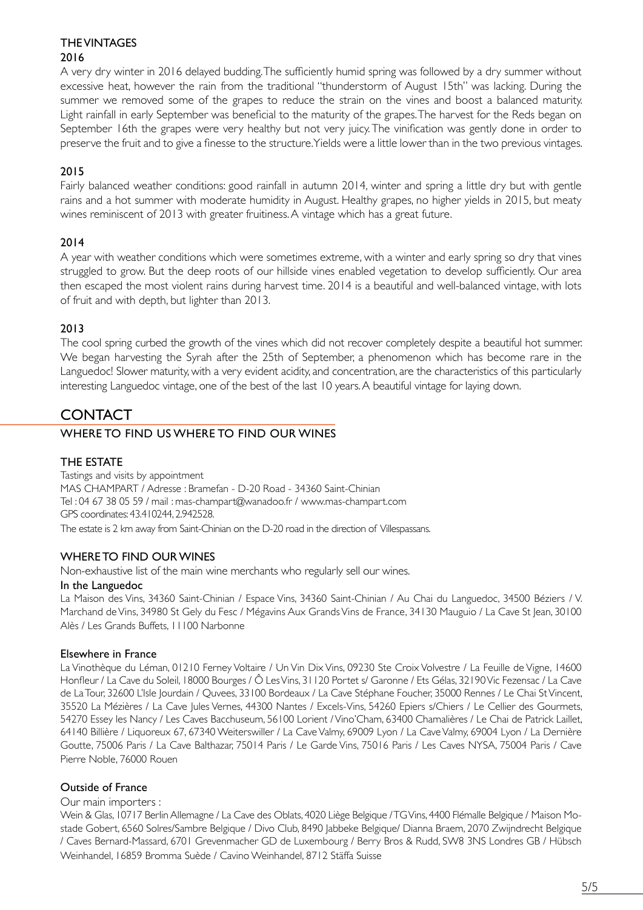## THE VINTAGES

### 2016

A very dry winter in 2016 delayed budding. The sufficiently humid spring was followed by a dry summer without excessive heat, however the rain from the traditional "thunderstorm of August 15th" was lacking. During the summer we removed some of the grapes to reduce the strain on the vines and boost a balanced maturity. Light rainfall in early September was beneficial to the maturity of the grapes. The harvest for the Reds began on September 16th the grapes were very healthy but not very juicy. The vinification was gently done in order to preserve the fruit and to give a finesse to the structure. Yields were a little lower than in the two previous vintages.

### 2015

Fairly balanced weather conditions: good rainfall in autumn 2014, winter and spring a little dry but with gentle rains and a hot summer with moderate humidity in August. Healthy grapes, no higher yields in 2015, but meaty wines reminiscent of 2013 with greater fruitiness. A vintage which has a great future.

### 2014

A year with weather conditions which were sometimes extreme, with a winter and early spring so dry that vines struggled to grow. But the deep roots of our hillside vines enabled vegetation to develop sufficiently. Our area then escaped the most violent rains during harvest time. 2014 is a beautiful and well-balanced vintage, with lots of fruit and with depth, but lighter than 2013.

### 2013

The cool spring curbed the growth of the vines which did not recover completely despite a beautiful hot summer. We began harvesting the Syrah after the 25th of September, a phenomenon which has become rare in the Languedoc! Slower maturity, with a very evident acidity, and concentration, are the characteristics of this particularly interesting Languedoc vintage, one of the best of the last 10 years. A beautiful vintage for laying down.

# CONTACT

## WHERE TO FIND US WHERE TO FIND OUR WINES

### THE ESTATE

Tastings and visits by appointment
MAS CHAMPART / Adresse : Bramefan - D-20 Road - 34360 Saint-Chinian
Tel : 04 67 38 05 59 / mail : mas-champart@wanadoo.fr / www.mas-champart.com
GPS coordinates: 43.410244, 2.942528.
The estate is 2 km away from Saint-Chinian on the D-20 road in the direction of Villespassans.

### WHERE TO FIND OUR WINES

Non-exhaustive list of the main wine merchants who regularly sell our wines.

#### In the Languedoc

La Maison des Vins, 34360 Saint-Chinian / Espace Vins, 34360 Saint-Chinian / Au Chai du Languedoc, 34500 Béziers / V. Marchand de Vins, 34980 St Gely du Fesc / Mégavins Aux Grands Vins de France, 34130 Mauguio / La Cave St Jean, 30100 Alès / Les Grands Buffets, 11100 Narbonne

#### Elsewhere in France

La Vinothèque du Léman, 01210 Ferney Voltaire / Un Vin Dix Vins, 09230 Ste Croix Volvestre / La Feuille de Vigne, 14600 Honfleur / La Cave du Soleil, 18000 Bourges / Ô Les Vins, 31120 Portet s/ Garonne / Ets Gélas, 32190 Vic Fezensac / La Cave de La Tour, 32600 L'Isle Jourdain / Quvees, 33100 Bordeaux / La Cave Stéphane Foucher, 35000 Rennes / Le Chai St Vincent, 35520 La Mézières / La Cave Jules Vernes, 44300 Nantes / Excels-Vins, 54260 Epiers s/Chiers / Le Cellier des Gourmets, 54270 Essey les Nancy / Les Caves Bacchuseum, 56100 Lorient / Vino'Cham, 63400 Chamalières / Le Chai de Patrick Laillet, 64140 Billière / Liquoreux 67, 67340 Weiterswiller / La Cave Valmy, 69009 Lyon / La Cave Valmy, 69004 Lyon / La Dernière Goutte, 75006 Paris / La Cave Balthazar, 75014 Paris / Le Garde Vins, 75016 Paris / Les Caves NYSA, 75004 Paris / Cave Pierre Noble, 76000 Rouen

#### Outside of France

Our main importers :
Wein & Glas, 10717 Berlin Allemagne / La Cave des Oblats, 4020 Liège Belgique / TG Vins, 4400 Flémalle Belgique / Maison Mostade Gobert, 6560 Solres/Sambre Belgique / Divo Club, 8490 Jabbeke Belgique/ Dianna Braem, 2070 Zwijndrecht Belgique / Caves Bernard-Massard, 6701 Grevenmacher GD de Luxembourg / Berry Bros & Rudd, SW8 3NS Londres GB / Hübsch Weinhandel, 16859 Bromma Suède / Cavino Weinhandel, 8712 Stäffa Suisse